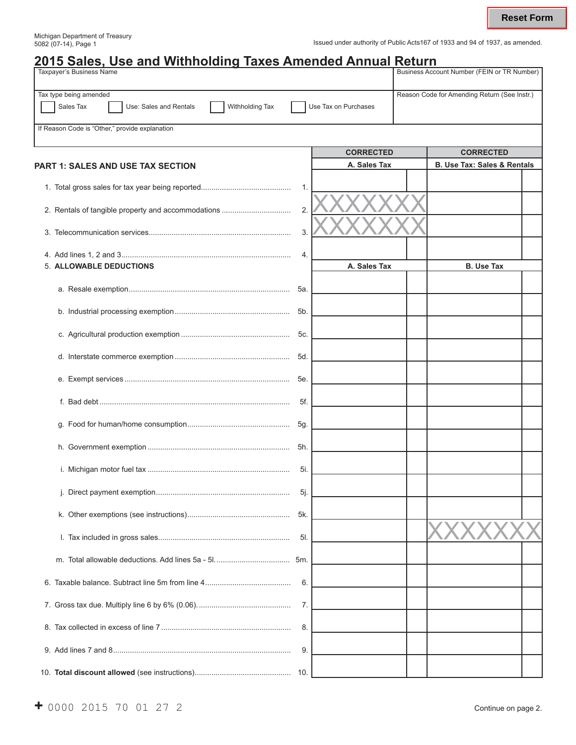Michigan Department of Treasury
5082 (07-14), Page 1

Issued under authority of Public Acts167 of 1933 and 94 of 1937, as amended.

# 2015 Sales, Use and Withholding Taxes Amended Annual Return

| Taxpayer's Business Name | Business Account Number (FEIN or TR Number) |
|---|---|
| Tax type being amended: ☐ Sales Tax ☐ Use: Sales and Rentals ☐ Withholding Tax ☐ Use Tax on Purchases | Reason Code for Amending Return (See Instr.) |
| If Reason Code is "Other," provide explanation | |

## PART 1: SALES AND USE TAX SECTION

| | | CORRECTED A. Sales Tax | CORRECTED B. Use Tax: Sales & Rentals |
|---|---|---|---|
| 1. Total gross sales for tax year being reported | 1. | | |
| 2. Rentals of tangible property and accommodations | 2. | XXXXXXX | |
| 3. Telecommunication services | 3. | XXXXXXX | |
| 4. Add lines 1, 2 and 3 | 4. | | |
| 5. **ALLOWABLE DEDUCTIONS** | | **A. Sales Tax** | **B. Use Tax** |
| a. Resale exemption | 5a. | | |
| b. Industrial processing exemption | 5b. | | |
| c. Agricultural production exemption | 5c. | | |
| d. Interstate commerce exemption | 5d. | | |
| e. Exempt services | 5e. | | |
| f. Bad debt | 5f. | | |
| g. Food for human/home consumption | 5g. | | |
| h. Government exemption | 5h. | | |
| i. Michigan motor fuel tax | 5i. | | |
| j. Direct payment exemption | 5j. | | |
| k. Other exemptions (see instructions) | 5k. | | |
| l. Tax included in gross sales | 5l. | | XXXXXXX |
| m. Total allowable deductions. Add lines 5a - 5l. | 5m. | | |
| 6. Taxable balance. Subtract line 5m from line 4 | 6. | | |
| 7. Gross tax due. Multiply line 6 by 6% (0.06). | 7. | | |
| 8. Tax collected in excess of line 7 | 8. | | |
| 9. Add lines 7 and 8 | 9. | | |
| 10. **Total discount allowed** (see instructions) | 10. | | |

+ 0000 2015 70 01 27 2

Continue on page 2.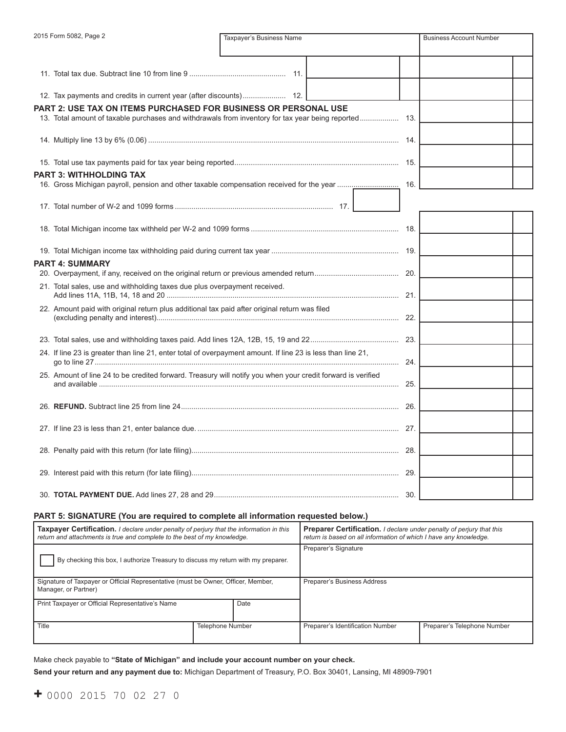2015 Form 5082, Page 2

| Taxpayer's Business Name | Business Account Number |
|---|---|
| | |

11. Total tax due. Subtract line 10 from line 9 .............................................. 11.

12. Tax payments and credits in current year (after discounts).................... 12.

**PART 2: USE TAX ON ITEMS PURCHASED FOR BUSINESS OR PERSONAL USE**

13. Total amount of taxable purchases and withdrawals from inventory for tax year being reported.................. 13.

14. Multiply line 13 by 6% (0.06) ........................................................................................................ 14.

15. Total use tax payments paid for tax year being reported.............................................................. 15.

**PART 3: WITHHOLDING TAX**

16. Gross Michigan payroll, pension and other taxable compensation received for the year ............................ 16.

17. Total number of W-2 and 1099 forms ........................................................................... 17.

18. Total Michigan income tax withheld per W-2 and 1099 forms ...................................................................... 18.

19. Total Michigan income tax withholding paid during current tax year ............................................................ 19.

**PART 4: SUMMARY**

20. Overpayment, if any, received on the original return or previous amended return....................................... 20.

21. Total sales, use and withholding taxes due plus overpayment received. Add lines 11A, 11B, 14, 18 and 20 .............................................................................................................. 21.

22. Amount paid with original return plus additional tax paid after original return was filed (excluding penalty and interest).................................................................................................................... 22.

23. Total sales, use and withholding taxes paid. Add lines 12A, 12B, 15, 19 and 22.......................................... 23.

24. If line 23 is greater than line 21, enter total of overpayment amount. If line 23 is less than line 21, go to line 27 ................................................................................................................................ 24.

25. Amount of line 24 to be credited forward. Treasury will notify you when your credit forward is verified and available ............................................................................................................................... 25.

26. **REFUND.** Subtract line 25 from line 24........................................................................................ 26.

27. If line 23 is less than 21, enter balance due. ................................................................................ 27.

28. Penalty paid with this return (for late filing).................................................................................. 28.

29. Interest paid with this return (for late filing).................................................................................. 29.

30. **TOTAL PAYMENT DUE.** Add lines 27, 28 and 29........................................................................ 30.

**PART 5: SIGNATURE (You are required to complete all information requested below.)**

| **Taxpayer Certification.** *I declare under penalty of perjury that the information in this return and attachments is true and complete to the best of my knowledge.* | | **Preparer Certification.** *I declare under penalty of perjury that this return is based on all information of which I have any knowledge.* | |
|---|---|---|---|
| ☐ By checking this box, I authorize Treasury to discuss my return with my preparer. | | Preparer's Signature | |
| Signature of Taxpayer or Official Representative (must be Owner, Officer, Member, Manager, or Partner) | | Preparer's Business Address | |
| Print Taxpayer or Official Representative's Name | Date | | |
| Title | Telephone Number | Preparer's Identification Number | Preparer's Telephone Number |

Make check payable to **"State of Michigan" and include your account number on your check.**

**Send your return and any payment due to:** Michigan Department of Treasury, P.O. Box 30401, Lansing, MI 48909-7901

+ 0000 2015 70 02 27 0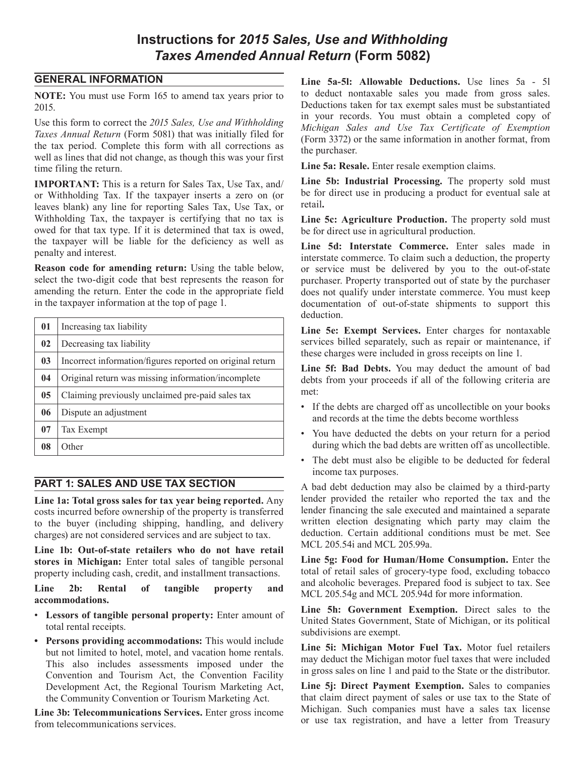# Instructions for *2015 Sales, Use and Withholding Taxes Amended Annual Return* (Form 5082)

## GENERAL INFORMATION

**NOTE:** You must use Form 165 to amend tax years prior to 2015.

Use this form to correct the *2015 Sales, Use and Withholding Taxes Annual Return* (Form 5081) that was initially filed for the tax period. Complete this form with all corrections as well as lines that did not change, as though this was your first time filing the return.

**IMPORTANT:** This is a return for Sales Tax, Use Tax, and/or Withholding Tax. If the taxpayer inserts a zero on (or leaves blank) any line for reporting Sales Tax, Use Tax, or Withholding Tax, the taxpayer is certifying that no tax is owed for that tax type. If it is determined that tax is owed, the taxpayer will be liable for the deficiency as well as penalty and interest.

**Reason code for amending return:** Using the table below, select the two-digit code that best represents the reason for amending the return. Enter the code in the appropriate field in the taxpayer information at the top of page 1.

| | |
|---|---|
| **01** | Increasing tax liability |
| **02** | Decreasing tax liability |
| **03** | Incorrect information/figures reported on original return |
| **04** | Original return was missing information/incomplete |
| **05** | Claiming previously unclaimed pre-paid sales tax |
| **06** | Dispute an adjustment |
| **07** | Tax Exempt |
| **08** | Other |

## PART 1: SALES AND USE TAX SECTION

**Line 1a: Total gross sales for tax year being reported.** Any costs incurred before ownership of the property is transferred to the buyer (including shipping, handling, and delivery charges) are not considered services and are subject to tax.

**Line 1b: Out-of-state retailers who do not have retail stores in Michigan:** Enter total sales of tangible personal property including cash, credit, and installment transactions.

**Line 2b: Rental of tangible property and accommodations.**

- **Lessors of tangible personal property:** Enter amount of total rental receipts.
- **Persons providing accommodations:** This would include but not limited to hotel, motel, and vacation home rentals. This also includes assessments imposed under the Convention and Tourism Act, the Convention Facility Development Act, the Regional Tourism Marketing Act, the Community Convention or Tourism Marketing Act.

**Line 3b: Telecommunications Services.** Enter gross income from telecommunications services.

**Line 5a-5l: Allowable Deductions.** Use lines 5a - 5l to deduct nontaxable sales you made from gross sales. Deductions taken for tax exempt sales must be substantiated in your records. You must obtain a completed copy of *Michigan Sales and Use Tax Certificate of Exemption* (Form 3372) or the same information in another format, from the purchaser.

**Line 5a: Resale.** Enter resale exemption claims.

**Line 5b: Industrial Processing.** The property sold must be for direct use in producing a product for eventual sale at retail**.**

**Line 5c: Agriculture Production.** The property sold must be for direct use in agricultural production.

**Line 5d: Interstate Commerce.** Enter sales made in interstate commerce. To claim such a deduction, the property or service must be delivered by you to the out-of-state purchaser. Property transported out of state by the purchaser does not qualify under interstate commerce. You must keep documentation of out-of-state shipments to support this deduction.

**Line 5e: Exempt Services.** Enter charges for nontaxable services billed separately, such as repair or maintenance, if these charges were included in gross receipts on line 1.

**Line 5f: Bad Debts.** You may deduct the amount of bad debts from your proceeds if all of the following criteria are met:

- If the debts are charged off as uncollectible on your books and records at the time the debts become worthless
- You have deducted the debts on your return for a period during which the bad debts are written off as uncollectible.
- The debt must also be eligible to be deducted for federal income tax purposes.

A bad debt deduction may also be claimed by a third-party lender provided the retailer who reported the tax and the lender financing the sale executed and maintained a separate written election designating which party may claim the deduction. Certain additional conditions must be met. See MCL 205.54i and MCL 205.99a.

**Line 5g: Food for Human/Home Consumption.** Enter the total of retail sales of grocery-type food, excluding tobacco and alcoholic beverages. Prepared food is subject to tax. See MCL 205.54g and MCL 205.94d for more information.

**Line 5h: Government Exemption.** Direct sales to the United States Government, State of Michigan, or its political subdivisions are exempt.

**Line 5i: Michigan Motor Fuel Tax.** Motor fuel retailers may deduct the Michigan motor fuel taxes that were included in gross sales on line 1 and paid to the State or the distributor.

**Line 5j: Direct Payment Exemption.** Sales to companies that claim direct payment of sales or use tax to the State of Michigan. Such companies must have a sales tax license or use tax registration, and have a letter from Treasury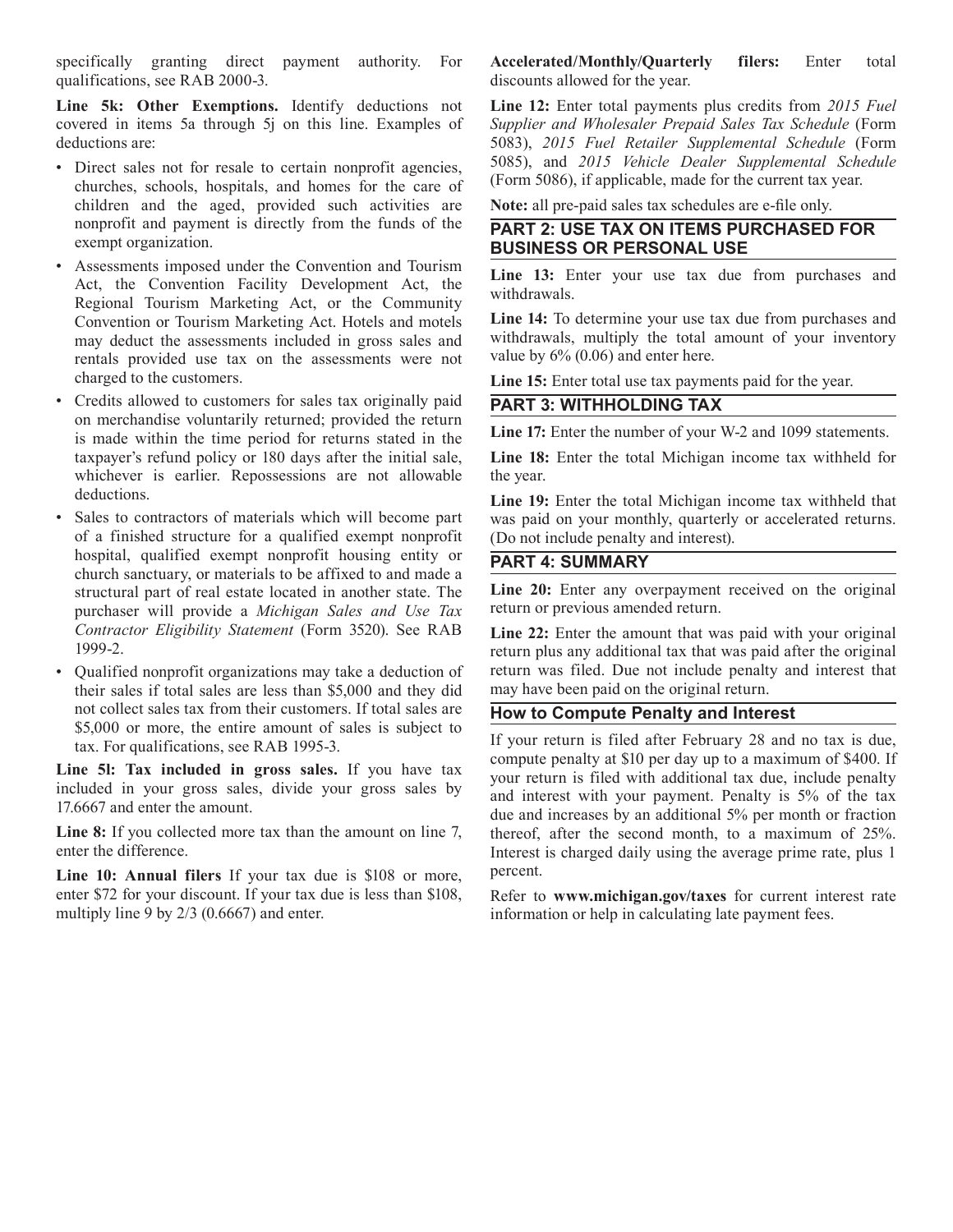specifically granting direct payment authority. For qualifications, see RAB 2000-3.

**Line 5k: Other Exemptions.** Identify deductions not covered in items 5a through 5j on this line. Examples of deductions are:

- Direct sales not for resale to certain nonprofit agencies, churches, schools, hospitals, and homes for the care of children and the aged, provided such activities are nonprofit and payment is directly from the funds of the exempt organization.
- Assessments imposed under the Convention and Tourism Act, the Convention Facility Development Act, the Regional Tourism Marketing Act, or the Community Convention or Tourism Marketing Act. Hotels and motels may deduct the assessments included in gross sales and rentals provided use tax on the assessments were not charged to the customers.
- Credits allowed to customers for sales tax originally paid on merchandise voluntarily returned; provided the return is made within the time period for returns stated in the taxpayer's refund policy or 180 days after the initial sale, whichever is earlier. Repossessions are not allowable deductions.
- Sales to contractors of materials which will become part of a finished structure for a qualified exempt nonprofit hospital, qualified exempt nonprofit housing entity or church sanctuary, or materials to be affixed to and made a structural part of real estate located in another state. The purchaser will provide a *Michigan Sales and Use Tax Contractor Eligibility Statement* (Form 3520). See RAB 1999-2.
- Qualified nonprofit organizations may take a deduction of their sales if total sales are less than $5,000 and they did not collect sales tax from their customers. If total sales are $5,000 or more, the entire amount of sales is subject to tax. For qualifications, see RAB 1995-3.

**Line 5l: Tax included in gross sales.** If you have tax included in your gross sales, divide your gross sales by 17.6667 and enter the amount.

**Line 8:** If you collected more tax than the amount on line 7, enter the difference.

**Line 10: Annual filers** If your tax due is $108 or more, enter $72 for your discount. If your tax due is less than $108, multiply line 9 by 2/3 (0.6667) and enter.

**Accelerated/Monthly/Quarterly filers:** Enter total discounts allowed for the year.

**Line 12:** Enter total payments plus credits from *2015 Fuel Supplier and Wholesaler Prepaid Sales Tax Schedule* (Form 5083), *2015 Fuel Retailer Supplemental Schedule* (Form 5085), and *2015 Vehicle Dealer Supplemental Schedule* (Form 5086), if applicable, made for the current tax year.

**Note:** all pre-paid sales tax schedules are e-file only.

## PART 2: USE TAX ON ITEMS PURCHASED FOR BUSINESS OR PERSONAL USE

**Line 13:** Enter your use tax due from purchases and withdrawals.

**Line 14:** To determine your use tax due from purchases and withdrawals, multiply the total amount of your inventory value by 6% (0.06) and enter here.

**Line 15:** Enter total use tax payments paid for the year.

## PART 3: WITHHOLDING TAX

**Line 17:** Enter the number of your W-2 and 1099 statements.

**Line 18:** Enter the total Michigan income tax withheld for the year.

**Line 19:** Enter the total Michigan income tax withheld that was paid on your monthly, quarterly or accelerated returns. (Do not include penalty and interest).

## PART 4: SUMMARY

**Line 20:** Enter any overpayment received on the original return or previous amended return.

**Line 22:** Enter the amount that was paid with your original return plus any additional tax that was paid after the original return was filed. Due not include penalty and interest that may have been paid on the original return.

## How to Compute Penalty and Interest

If your return is filed after February 28 and no tax is due, compute penalty at $10 per day up to a maximum of $400. If your return is filed with additional tax due, include penalty and interest with your payment. Penalty is 5% of the tax due and increases by an additional 5% per month or fraction thereof, after the second month, to a maximum of 25%. Interest is charged daily using the average prime rate, plus 1 percent.

Refer to **www.michigan.gov/taxes** for current interest rate information or help in calculating late payment fees.